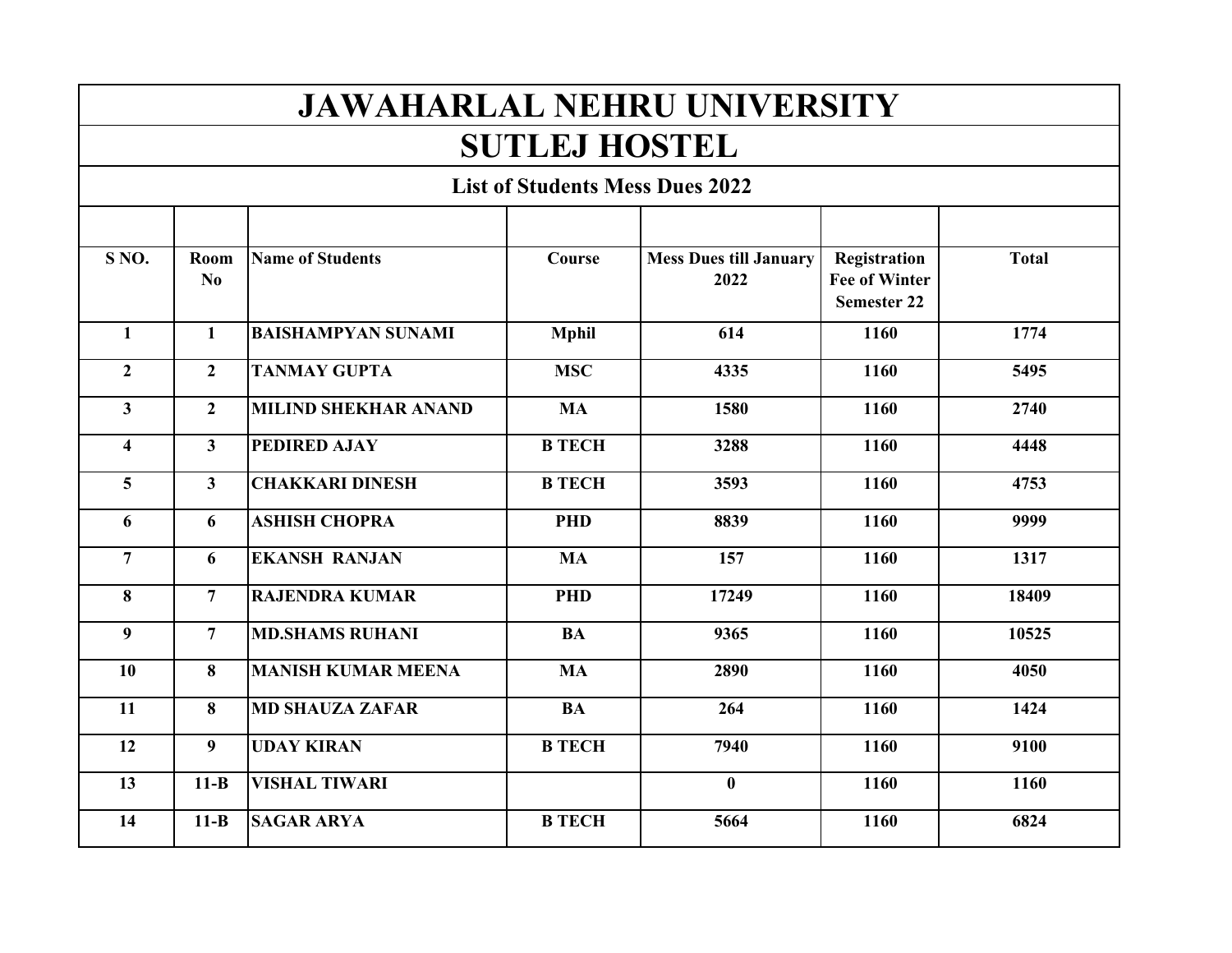# JAWAHARLAL NEHRU UNIVERSITY

## SUTLEJ HOSTEL

### List of Students Mess Dues 2022

| S NO. | Room No | Name of Students | Course | Mess Dues till January 2022 | Registration Fee of Winter Semester 22 | Total |
|---|---|---|---|---|---|---|
| 1 | 1 | BAISHAMPYAN SUNAMI | Mphil | 614 | 1160 | 1774 |
| 2 | 2 | TANMAY GUPTA | MSC | 4335 | 1160 | 5495 |
| 3 | 2 | MILIND SHEKHAR ANAND | MA | 1580 | 1160 | 2740 |
| 4 | 3 | PEDIRED AJAY | B TECH | 3288 | 1160 | 4448 |
| 5 | 3 | CHAKKARI DINESH | B TECH | 3593 | 1160 | 4753 |
| 6 | 6 | ASHISH CHOPRA | PHD | 8839 | 1160 | 9999 |
| 7 | 6 | EKANSH RANJAN | MA | 157 | 1160 | 1317 |
| 8 | 7 | RAJENDRA KUMAR | PHD | 17249 | 1160 | 18409 |
| 9 | 7 | MD.SHAMS RUHANI | BA | 9365 | 1160 | 10525 |
| 10 | 8 | MANISH KUMAR MEENA | MA | 2890 | 1160 | 4050 |
| 11 | 8 | MD SHAUZA ZAFAR | BA | 264 | 1160 | 1424 |
| 12 | 9 | UDAY KIRAN | B TECH | 7940 | 1160 | 9100 |
| 13 | 11-B | VISHAL TIWARI | | 0 | 1160 | 1160 |
| 14 | 11-B | SAGAR ARYA | B TECH | 5664 | 1160 | 6824 |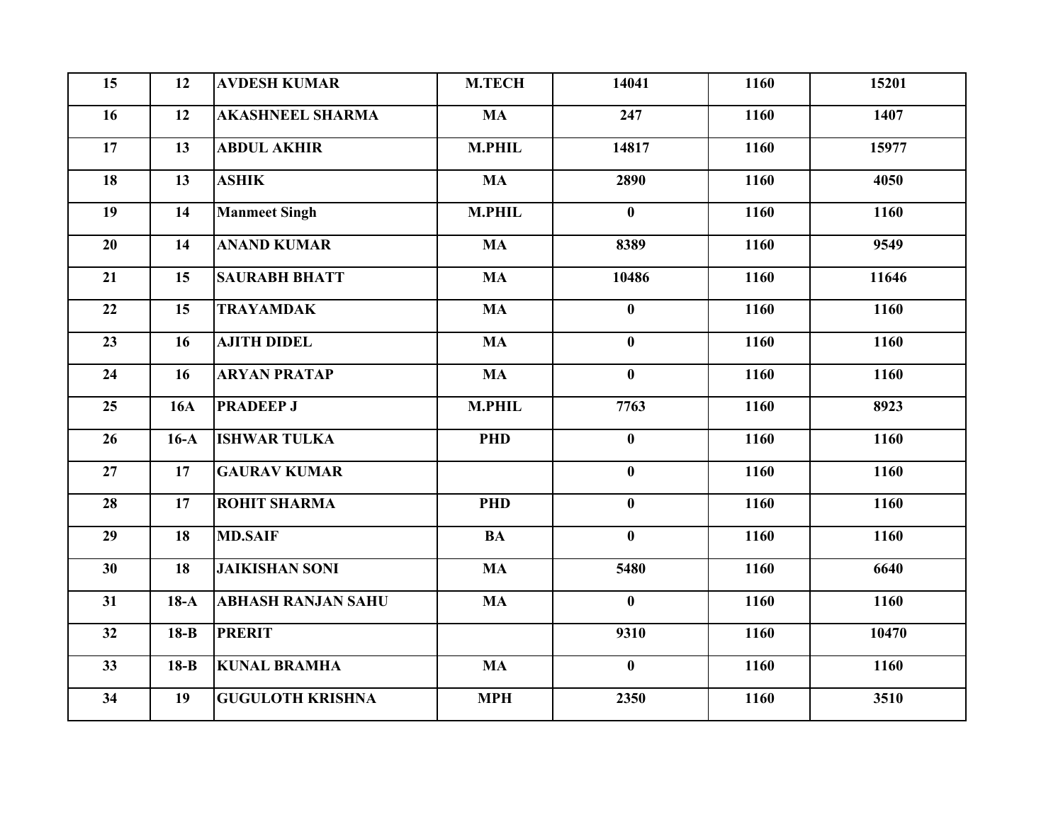| | | | | | | |
|---|---|---|---|---|---|---|
| 15 | 12 | AVDESH KUMAR | M.TECH | 14041 | 1160 | 15201 |
| 16 | 12 | AKASHNEEL SHARMA | MA | 247 | 1160 | 1407 |
| 17 | 13 | ABDUL AKHIR | M.PHIL | 14817 | 1160 | 15977 |
| 18 | 13 | ASHIK | MA | 2890 | 1160 | 4050 |
| 19 | 14 | Manmeet Singh | M.PHIL | 0 | 1160 | 1160 |
| 20 | 14 | ANAND KUMAR | MA | 8389 | 1160 | 9549 |
| 21 | 15 | SAURABH BHATT | MA | 10486 | 1160 | 11646 |
| 22 | 15 | TRAYAMDAK | MA | 0 | 1160 | 1160 |
| 23 | 16 | AJITH DIDEL | MA | 0 | 1160 | 1160 |
| 24 | 16 | ARYAN PRATAP | MA | 0 | 1160 | 1160 |
| 25 | 16A | PRADEEP J | M.PHIL | 7763 | 1160 | 8923 |
| 26 | 16-A | ISHWAR TULKA | PHD | 0 | 1160 | 1160 |
| 27 | 17 | GAURAV KUMAR | | 0 | 1160 | 1160 |
| 28 | 17 | ROHIT SHARMA | PHD | 0 | 1160 | 1160 |
| 29 | 18 | MD.SAIF | BA | 0 | 1160 | 1160 |
| 30 | 18 | JAIKISHAN SONI | MA | 5480 | 1160 | 6640 |
| 31 | 18-A | ABHASH RANJAN SAHU | MA | 0 | 1160 | 1160 |
| 32 | 18-B | PRERIT | | 9310 | 1160 | 10470 |
| 33 | 18-B | KUNAL BRAMHA | MA | 0 | 1160 | 1160 |
| 34 | 19 | GUGULOTH KRISHNA | MPH | 2350 | 1160 | 3510 |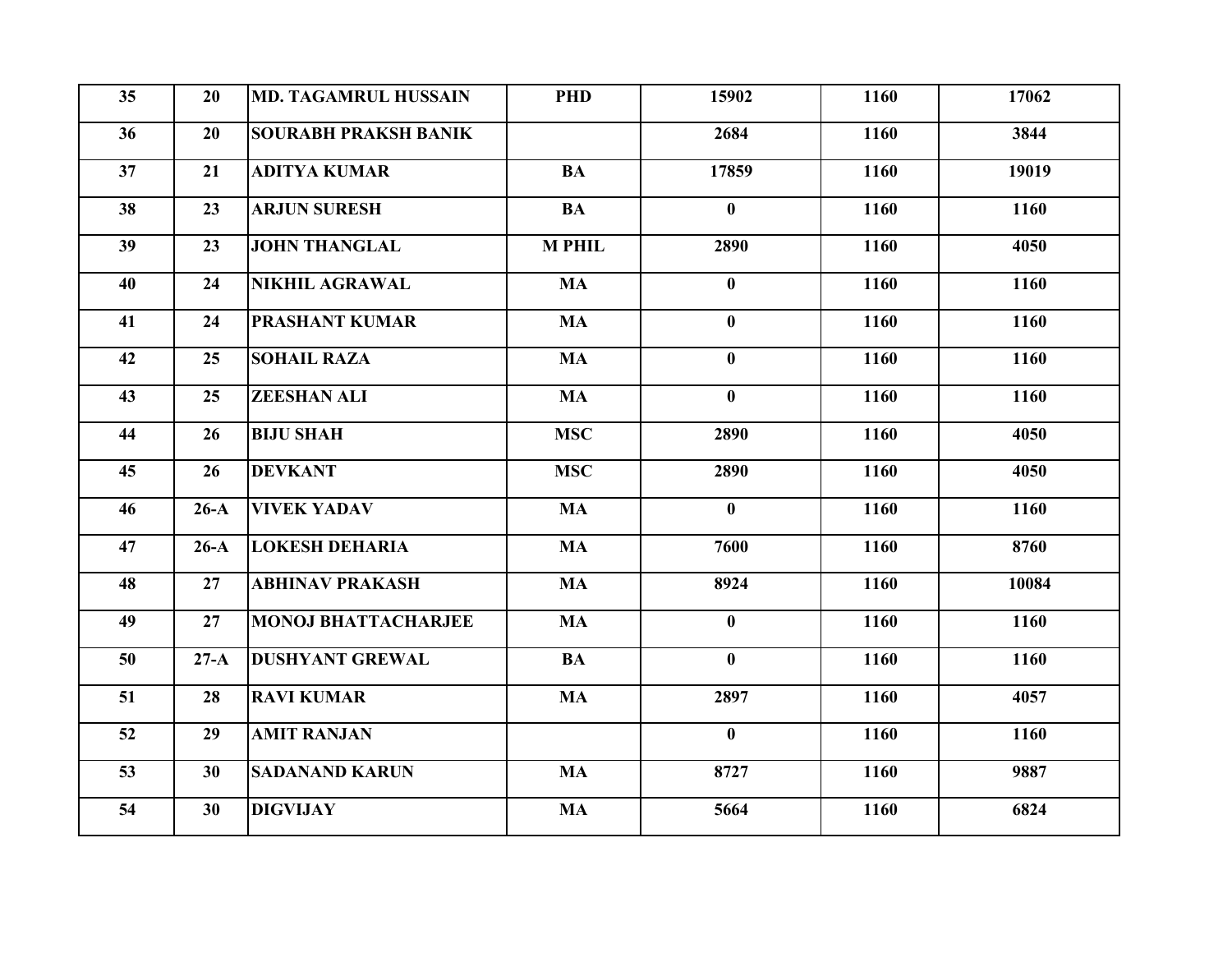| | | | | | | |
|---|---|---|---|---|---|---|
| 35 | 20 | MD. TAGAMRUL HUSSAIN | PHD | 15902 | 1160 | 17062 |
| 36 | 20 | SOURABH PRAKSH BANIK | | 2684 | 1160 | 3844 |
| 37 | 21 | ADITYA KUMAR | BA | 17859 | 1160 | 19019 |
| 38 | 23 | ARJUN SURESH | BA | 0 | 1160 | 1160 |
| 39 | 23 | JOHN THANGLAL | M PHIL | 2890 | 1160 | 4050 |
| 40 | 24 | NIKHIL AGRAWAL | MA | 0 | 1160 | 1160 |
| 41 | 24 | PRASHANT KUMAR | MA | 0 | 1160 | 1160 |
| 42 | 25 | SOHAIL RAZA | MA | 0 | 1160 | 1160 |
| 43 | 25 | ZEESHAN ALI | MA | 0 | 1160 | 1160 |
| 44 | 26 | BIJU SHAH | MSC | 2890 | 1160 | 4050 |
| 45 | 26 | DEVKANT | MSC | 2890 | 1160 | 4050 |
| 46 | 26-A | VIVEK YADAV | MA | 0 | 1160 | 1160 |
| 47 | 26-A | LOKESH DEHARIA | MA | 7600 | 1160 | 8760 |
| 48 | 27 | ABHINAV PRAKASH | MA | 8924 | 1160 | 10084 |
| 49 | 27 | MONOJ BHATTACHARJEE | MA | 0 | 1160 | 1160 |
| 50 | 27-A | DUSHYANT GREWAL | BA | 0 | 1160 | 1160 |
| 51 | 28 | RAVI KUMAR | MA | 2897 | 1160 | 4057 |
| 52 | 29 | AMIT RANJAN | | 0 | 1160 | 1160 |
| 53 | 30 | SADANAND KARUN | MA | 8727 | 1160 | 9887 |
| 54 | 30 | DIGVIJAY | MA | 5664 | 1160 | 6824 |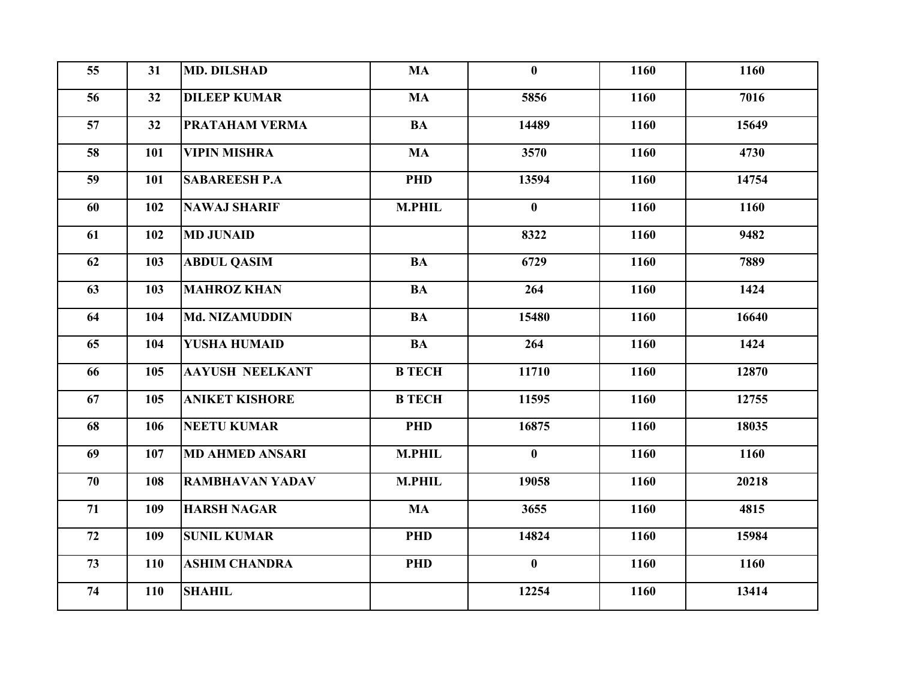| | | | | | | |
|---|---|---|---|---|---|---|
| 55 | 31 | MD. DILSHAD | MA | 0 | 1160 | 1160 |
| 56 | 32 | DILEEP KUMAR | MA | 5856 | 1160 | 7016 |
| 57 | 32 | PRATAHAM VERMA | BA | 14489 | 1160 | 15649 |
| 58 | 101 | VIPIN MISHRA | MA | 3570 | 1160 | 4730 |
| 59 | 101 | SABAREESH P.A | PHD | 13594 | 1160 | 14754 |
| 60 | 102 | NAWAJ SHARIF | M.PHIL | 0 | 1160 | 1160 |
| 61 | 102 | MD JUNAID | | 8322 | 1160 | 9482 |
| 62 | 103 | ABDUL QASIM | BA | 6729 | 1160 | 7889 |
| 63 | 103 | MAHROZ KHAN | BA | 264 | 1160 | 1424 |
| 64 | 104 | Md. NIZAMUDDIN | BA | 15480 | 1160 | 16640 |
| 65 | 104 | YUSHA HUMAID | BA | 264 | 1160 | 1424 |
| 66 | 105 | AAYUSH NEELKANT | B TECH | 11710 | 1160 | 12870 |
| 67 | 105 | ANIKET KISHORE | B TECH | 11595 | 1160 | 12755 |
| 68 | 106 | NEETU KUMAR | PHD | 16875 | 1160 | 18035 |
| 69 | 107 | MD AHMED ANSARI | M.PHIL | 0 | 1160 | 1160 |
| 70 | 108 | RAMBHAVAN YADAV | M.PHIL | 19058 | 1160 | 20218 |
| 71 | 109 | HARSH NAGAR | MA | 3655 | 1160 | 4815 |
| 72 | 109 | SUNIL KUMAR | PHD | 14824 | 1160 | 15984 |
| 73 | 110 | ASHIM CHANDRA | PHD | 0 | 1160 | 1160 |
| 74 | 110 | SHAHIL | | 12254 | 1160 | 13414 |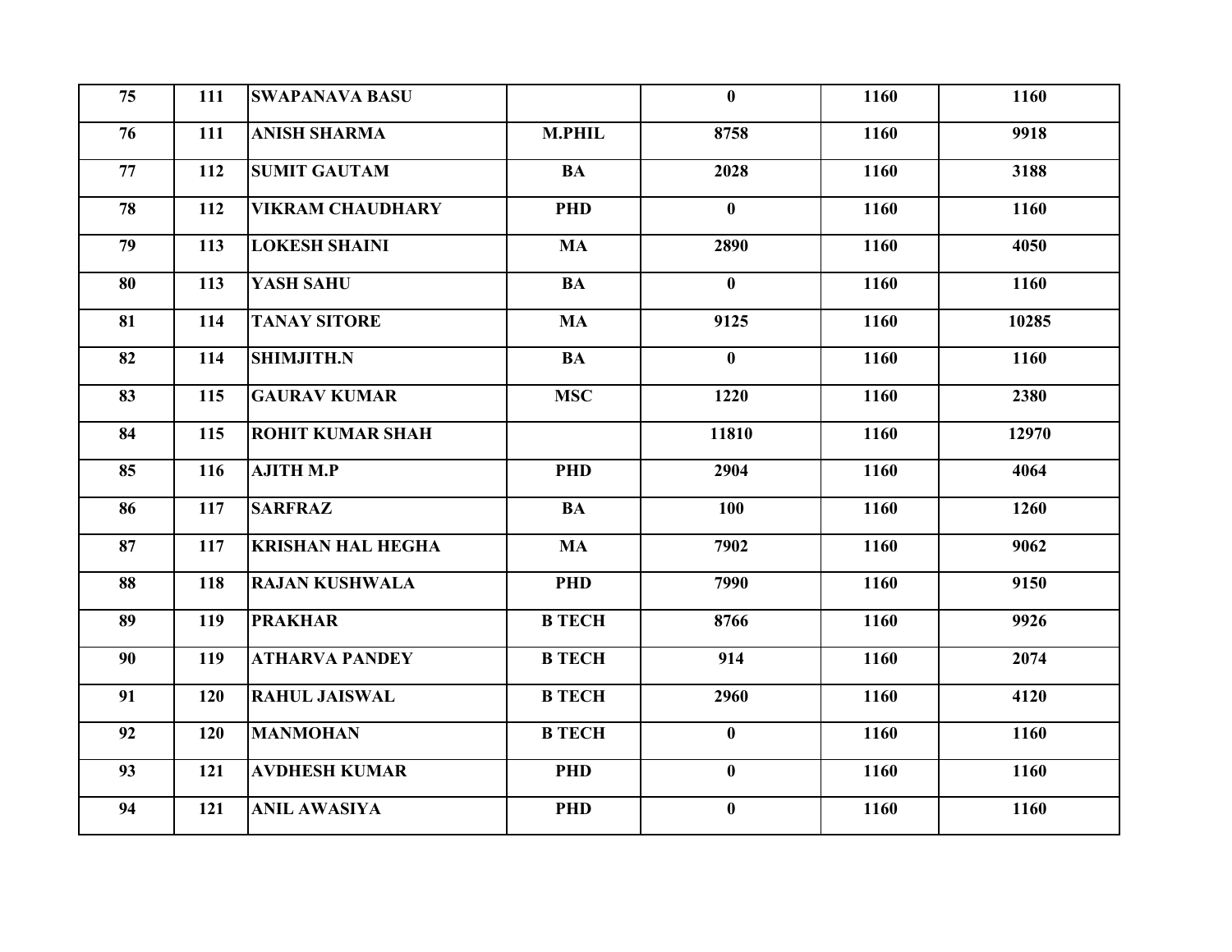| | | | | | | |
|---|---|---|---|---|---|---|
| 75 | 111 | SWAPANAVA BASU | | 0 | 1160 | 1160 |
| 76 | 111 | ANISH SHARMA | M.PHIL | 8758 | 1160 | 9918 |
| 77 | 112 | SUMIT GAUTAM | BA | 2028 | 1160 | 3188 |
| 78 | 112 | VIKRAM CHAUDHARY | PHD | 0 | 1160 | 1160 |
| 79 | 113 | LOKESH SHAINI | MA | 2890 | 1160 | 4050 |
| 80 | 113 | YASH SAHU | BA | 0 | 1160 | 1160 |
| 81 | 114 | TANAY SITORE | MA | 9125 | 1160 | 10285 |
| 82 | 114 | SHIMJITH.N | BA | 0 | 1160 | 1160 |
| 83 | 115 | GAURAV KUMAR | MSC | 1220 | 1160 | 2380 |
| 84 | 115 | ROHIT KUMAR SHAH | | 11810 | 1160 | 12970 |
| 85 | 116 | AJITH M.P | PHD | 2904 | 1160 | 4064 |
| 86 | 117 | SARFRAZ | BA | 100 | 1160 | 1260 |
| 87 | 117 | KRISHAN HAL HEGHA | MA | 7902 | 1160 | 9062 |
| 88 | 118 | RAJAN KUSHWALA | PHD | 7990 | 1160 | 9150 |
| 89 | 119 | PRAKHAR | B TECH | 8766 | 1160 | 9926 |
| 90 | 119 | ATHARVA PANDEY | B TECH | 914 | 1160 | 2074 |
| 91 | 120 | RAHUL JAISWAL | B TECH | 2960 | 1160 | 4120 |
| 92 | 120 | MANMOHAN | B TECH | 0 | 1160 | 1160 |
| 93 | 121 | AVDHESH KUMAR | PHD | 0 | 1160 | 1160 |
| 94 | 121 | ANIL AWASIYA | PHD | 0 | 1160 | 1160 |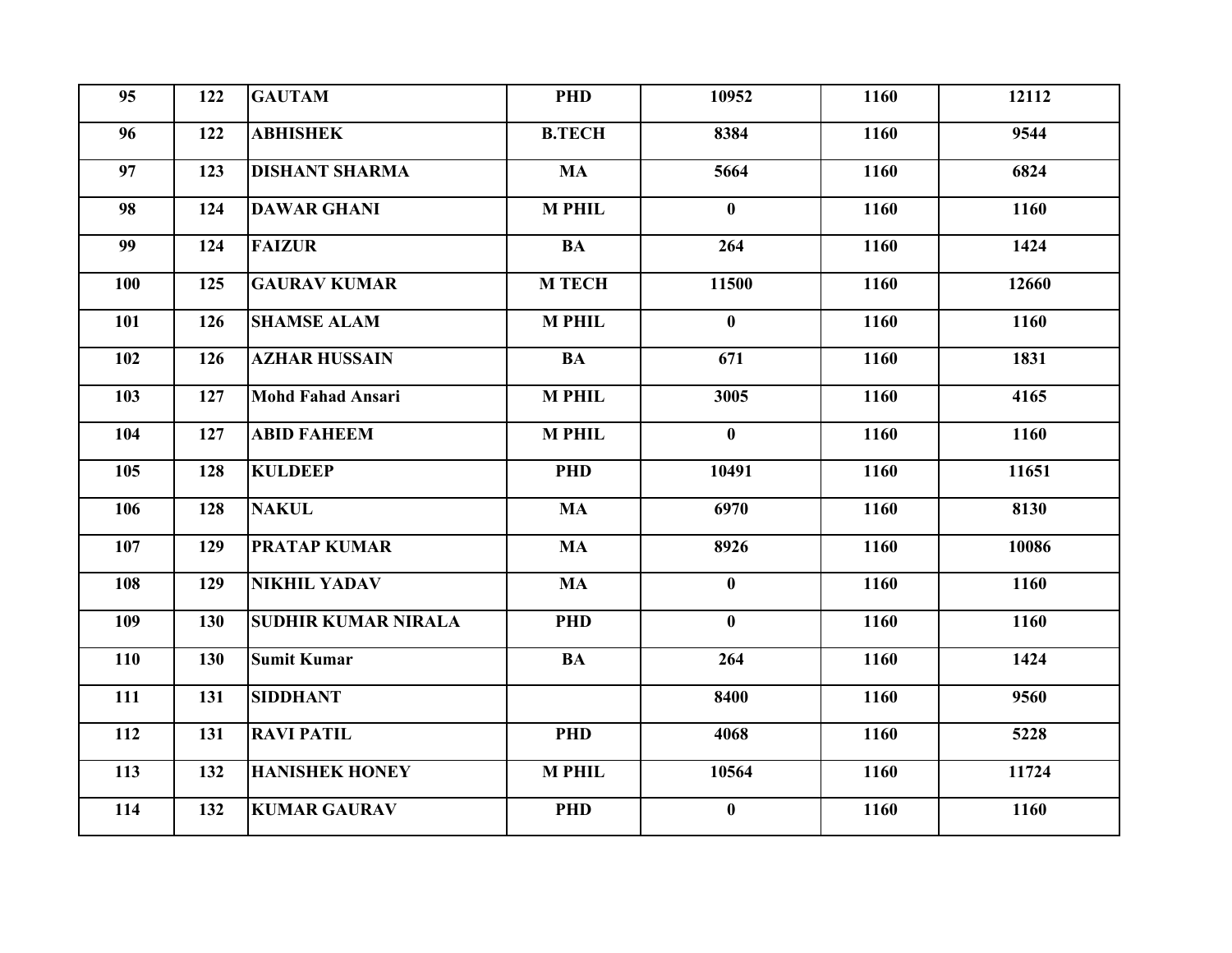| | | | | | | |
|---|---|---|---|---|---|---|
| **95** | **122** | **GAUTAM** | **PHD** | **10952** | **1160** | **12112** |
| **96** | **122** | **ABHISHEK** | **B.TECH** | **8384** | **1160** | **9544** |
| **97** | **123** | **DISHANT SHARMA** | **MA** | **5664** | **1160** | **6824** |
| **98** | **124** | **DAWAR GHANI** | **M PHIL** | **0** | **1160** | **1160** |
| **99** | **124** | **FAIZUR** | **BA** | **264** | **1160** | **1424** |
| **100** | **125** | **GAURAV KUMAR** | **M TECH** | **11500** | **1160** | **12660** |
| **101** | **126** | **SHAMSE ALAM** | **M PHIL** | **0** | **1160** | **1160** |
| **102** | **126** | **AZHAR HUSSAIN** | **BA** | **671** | **1160** | **1831** |
| **103** | **127** | **Mohd Fahad Ansari** | **M PHIL** | **3005** | **1160** | **4165** |
| **104** | **127** | **ABID FAHEEM** | **M PHIL** | **0** | **1160** | **1160** |
| **105** | **128** | **KULDEEP** | **PHD** | **10491** | **1160** | **11651** |
| **106** | **128** | **NAKUL** | **MA** | **6970** | **1160** | **8130** |
| **107** | **129** | **PRATAP KUMAR** | **MA** | **8926** | **1160** | **10086** |
| **108** | **129** | **NIKHIL YADAV** | **MA** | **0** | **1160** | **1160** |
| **109** | **130** | **SUDHIR KUMAR NIRALA** | **PHD** | **0** | **1160** | **1160** |
| **110** | **130** | **Sumit Kumar** | **BA** | **264** | **1160** | **1424** |
| **111** | **131** | **SIDDHANT** | | **8400** | **1160** | **9560** |
| **112** | **131** | **RAVI PATIL** | **PHD** | **4068** | **1160** | **5228** |
| **113** | **132** | **HANISHEK HONEY** | **M PHIL** | **10564** | **1160** | **11724** |
| **114** | **132** | **KUMAR GAURAV** | **PHD** | **0** | **1160** | **1160** |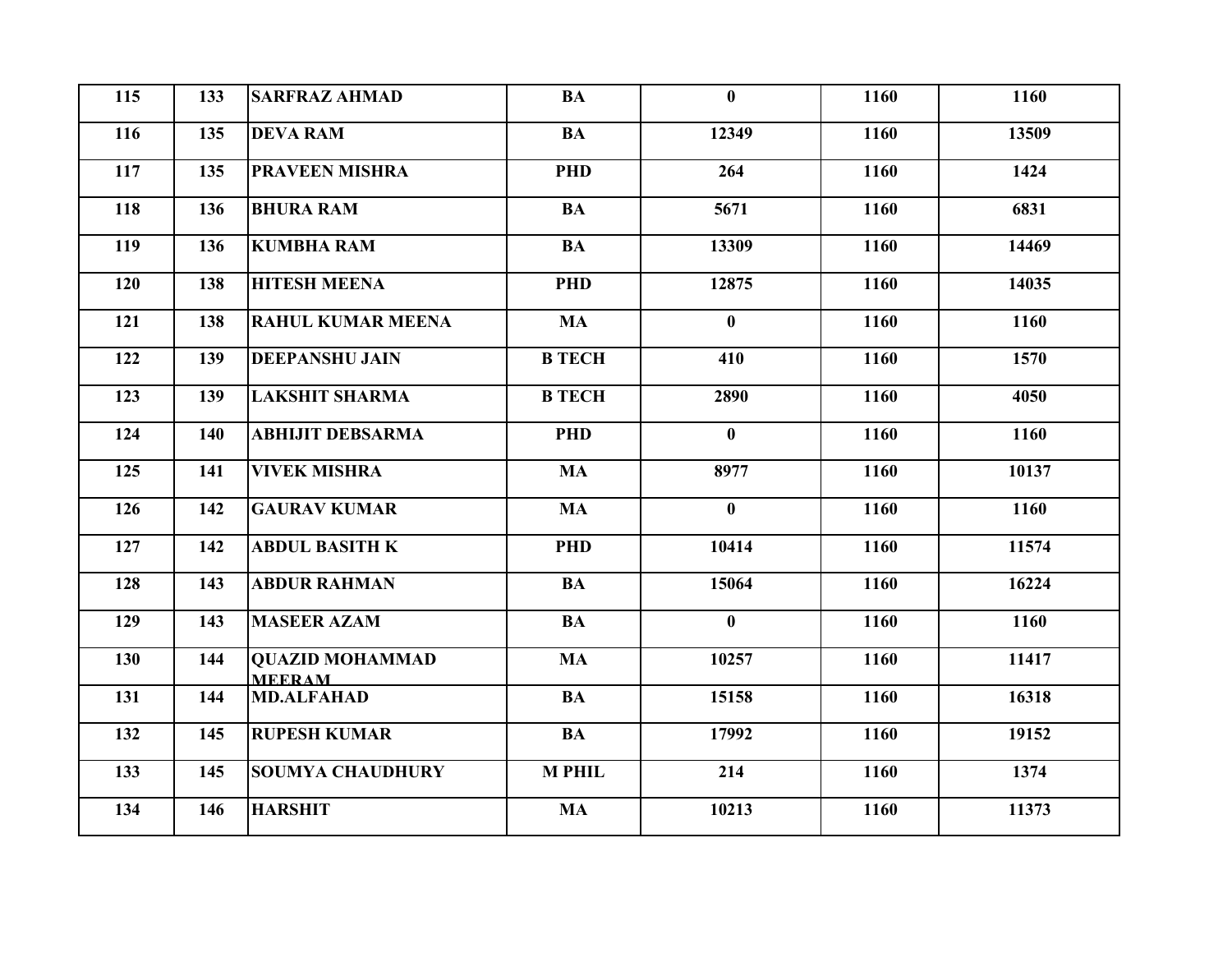| | | | | | | |
|---|---|---|---|---|---|---|
| 115 | 133 | SARFRAZ AHMAD | BA | 0 | 1160 | 1160 |
| 116 | 135 | DEVA RAM | BA | 12349 | 1160 | 13509 |
| 117 | 135 | PRAVEEN MISHRA | PHD | 264 | 1160 | 1424 |
| 118 | 136 | BHURA RAM | BA | 5671 | 1160 | 6831 |
| 119 | 136 | KUMBHA RAM | BA | 13309 | 1160 | 14469 |
| 120 | 138 | HITESH MEENA | PHD | 12875 | 1160 | 14035 |
| 121 | 138 | RAHUL KUMAR MEENA | MA | 0 | 1160 | 1160 |
| 122 | 139 | DEEPANSHU JAIN | B TECH | 410 | 1160 | 1570 |
| 123 | 139 | LAKSHIT SHARMA | B TECH | 2890 | 1160 | 4050 |
| 124 | 140 | ABHIJIT DEBSARMA | PHD | 0 | 1160 | 1160 |
| 125 | 141 | VIVEK MISHRA | MA | 8977 | 1160 | 10137 |
| 126 | 142 | GAURAV KUMAR | MA | 0 | 1160 | 1160 |
| 127 | 142 | ABDUL BASITH K | PHD | 10414 | 1160 | 11574 |
| 128 | 143 | ABDUR RAHMAN | BA | 15064 | 1160 | 16224 |
| 129 | 143 | MASEER AZAM | BA | 0 | 1160 | 1160 |
| 130 | 144 | QUAZID MOHAMMAD MEERAM | MA | 10257 | 1160 | 11417 |
| 131 | 144 | MD.ALFAHAD | BA | 15158 | 1160 | 16318 |
| 132 | 145 | RUPESH KUMAR | BA | 17992 | 1160 | 19152 |
| 133 | 145 | SOUMYA CHAUDHURY | M PHIL | 214 | 1160 | 1374 |
| 134 | 146 | HARSHIT | MA | 10213 | 1160 | 11373 |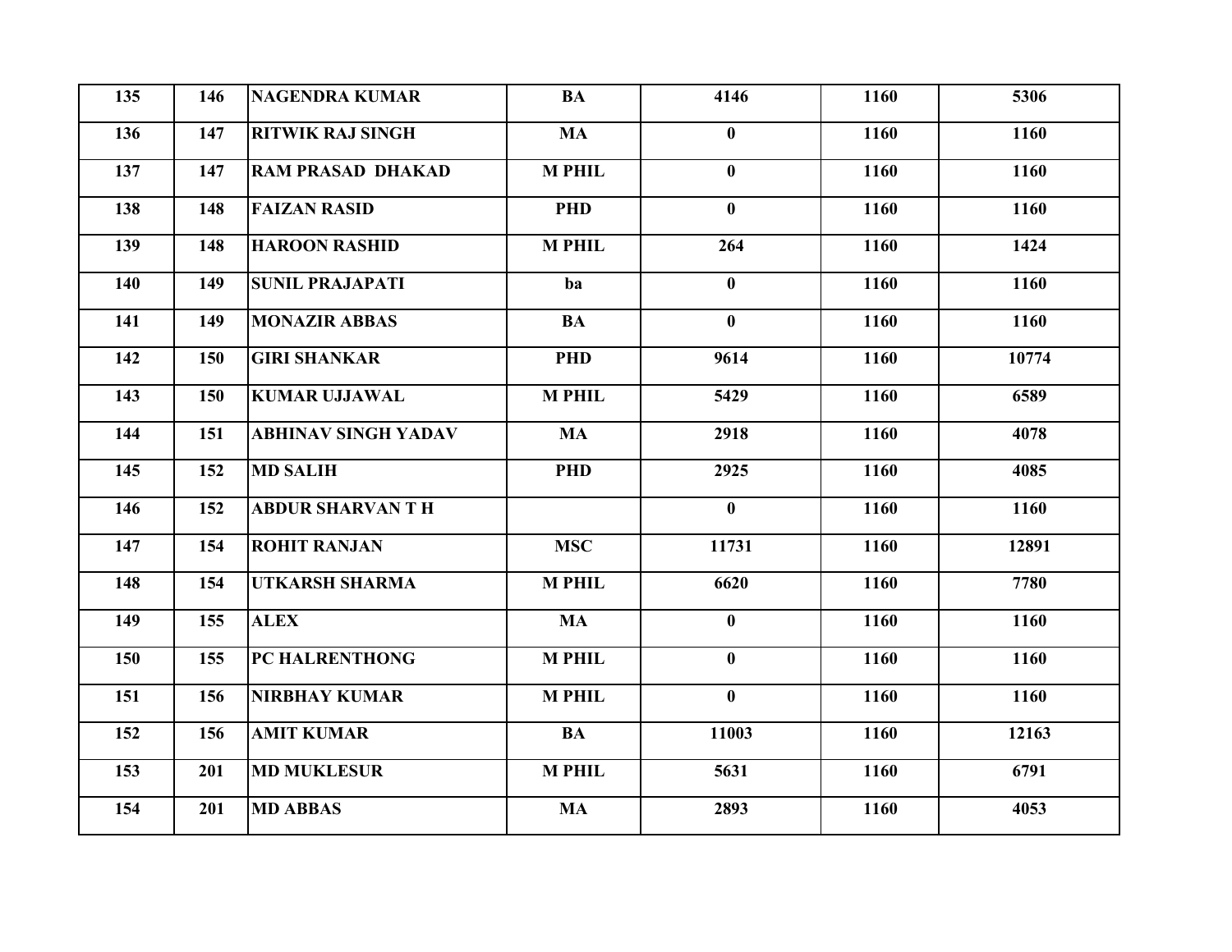| | | | | | | |
|---|---|---|---|---|---|---|
| 135 | 146 | NAGENDRA KUMAR | BA | 4146 | 1160 | 5306 |
| 136 | 147 | RITWIK RAJ SINGH | MA | 0 | 1160 | 1160 |
| 137 | 147 | RAM PRASAD DHAKAD | M PHIL | 0 | 1160 | 1160 |
| 138 | 148 | FAIZAN RASID | PHD | 0 | 1160 | 1160 |
| 139 | 148 | HAROON RASHID | M PHIL | 264 | 1160 | 1424 |
| 140 | 149 | SUNIL PRAJAPATI | ba | 0 | 1160 | 1160 |
| 141 | 149 | MONAZIR ABBAS | BA | 0 | 1160 | 1160 |
| 142 | 150 | GIRI SHANKAR | PHD | 9614 | 1160 | 10774 |
| 143 | 150 | KUMAR UJJAWAL | M PHIL | 5429 | 1160 | 6589 |
| 144 | 151 | ABHINAV SINGH YADAV | MA | 2918 | 1160 | 4078 |
| 145 | 152 | MD SALIH | PHD | 2925 | 1160 | 4085 |
| 146 | 152 | ABDUR SHARVAN T H | | 0 | 1160 | 1160 |
| 147 | 154 | ROHIT RANJAN | MSC | 11731 | 1160 | 12891 |
| 148 | 154 | UTKARSH SHARMA | M PHIL | 6620 | 1160 | 7780 |
| 149 | 155 | ALEX | MA | 0 | 1160 | 1160 |
| 150 | 155 | PC HALRENTHONG | M PHIL | 0 | 1160 | 1160 |
| 151 | 156 | NIRBHAY KUMAR | M PHIL | 0 | 1160 | 1160 |
| 152 | 156 | AMIT KUMAR | BA | 11003 | 1160 | 12163 |
| 153 | 201 | MD MUKLESUR | M PHIL | 5631 | 1160 | 6791 |
| 154 | 201 | MD ABBAS | MA | 2893 | 1160 | 4053 |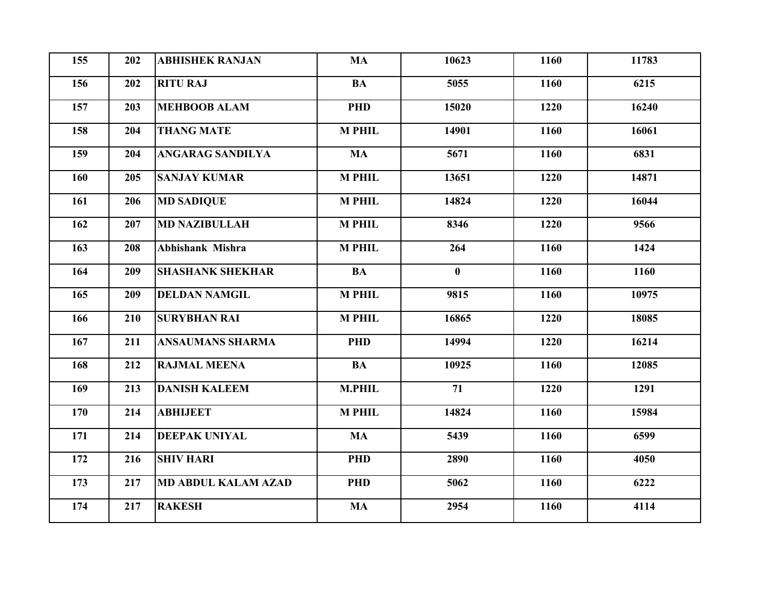| | | | | | | |
|---|---|---|---|---|---|---|
| 155 | 202 | ABHISHEK RANJAN | MA | 10623 | 1160 | 11783 |
| 156 | 202 | RITU RAJ | BA | 5055 | 1160 | 6215 |
| 157 | 203 | MEHBOOB ALAM | PHD | 15020 | 1220 | 16240 |
| 158 | 204 | THANG MATE | M PHIL | 14901 | 1160 | 16061 |
| 159 | 204 | ANGARAG SANDILYA | MA | 5671 | 1160 | 6831 |
| 160 | 205 | SANJAY KUMAR | M PHIL | 13651 | 1220 | 14871 |
| 161 | 206 | MD SADIQUE | M PHIL | 14824 | 1220 | 16044 |
| 162 | 207 | MD NAZIBULLAH | M PHIL | 8346 | 1220 | 9566 |
| 163 | 208 | Abhishank Mishra | M PHIL | 264 | 1160 | 1424 |
| 164 | 209 | SHASHANK SHEKHAR | BA | 0 | 1160 | 1160 |
| 165 | 209 | DELDAN NAMGIL | M PHIL | 9815 | 1160 | 10975 |
| 166 | 210 | SURYBHAN RAI | M PHIL | 16865 | 1220 | 18085 |
| 167 | 211 | ANSAUMANS SHARMA | PHD | 14994 | 1220 | 16214 |
| 168 | 212 | RAJMAL MEENA | BA | 10925 | 1160 | 12085 |
| 169 | 213 | DANISH KALEEM | M.PHIL | 71 | 1220 | 1291 |
| 170 | 214 | ABHIJEET | M PHIL | 14824 | 1160 | 15984 |
| 171 | 214 | DEEPAK UNIYAL | MA | 5439 | 1160 | 6599 |
| 172 | 216 | SHIV HARI | PHD | 2890 | 1160 | 4050 |
| 173 | 217 | MD ABDUL KALAM AZAD | PHD | 5062 | 1160 | 6222 |
| 174 | 217 | RAKESH | MA | 2954 | 1160 | 4114 |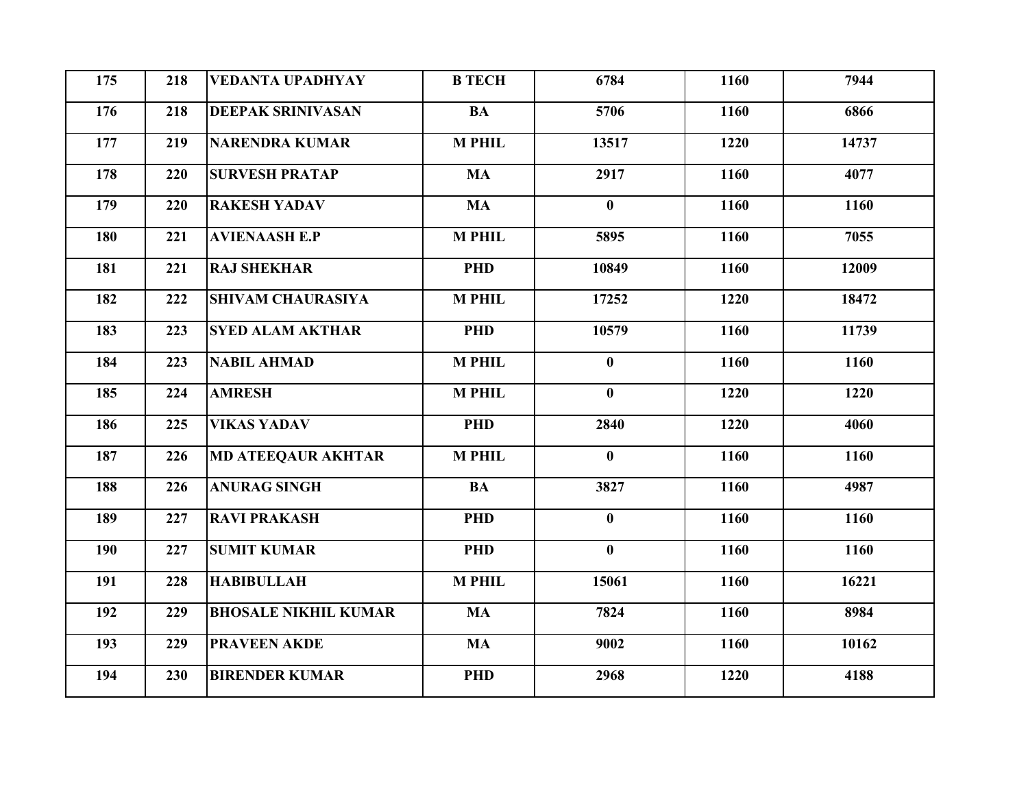| | | | | | | |
|---|---|---|---|---|---|---|
| 175 | 218 | VEDANTA UPADHYAY | B TECH | 6784 | 1160 | 7944 |
| 176 | 218 | DEEPAK SRINIVASAN | BA | 5706 | 1160 | 6866 |
| 177 | 219 | NARENDRA KUMAR | M PHIL | 13517 | 1220 | 14737 |
| 178 | 220 | SURVESH PRATAP | MA | 2917 | 1160 | 4077 |
| 179 | 220 | RAKESH YADAV | MA | 0 | 1160 | 1160 |
| 180 | 221 | AVIENAASH E.P | M PHIL | 5895 | 1160 | 7055 |
| 181 | 221 | RAJ SHEKHAR | PHD | 10849 | 1160 | 12009 |
| 182 | 222 | SHIVAM CHAURASIYA | M PHIL | 17252 | 1220 | 18472 |
| 183 | 223 | SYED ALAM AKTHAR | PHD | 10579 | 1160 | 11739 |
| 184 | 223 | NABIL AHMAD | M PHIL | 0 | 1160 | 1160 |
| 185 | 224 | AMRESH | M PHIL | 0 | 1220 | 1220 |
| 186 | 225 | VIKAS YADAV | PHD | 2840 | 1220 | 4060 |
| 187 | 226 | MD ATEEQAUR AKHTAR | M PHIL | 0 | 1160 | 1160 |
| 188 | 226 | ANURAG SINGH | BA | 3827 | 1160 | 4987 |
| 189 | 227 | RAVI PRAKASH | PHD | 0 | 1160 | 1160 |
| 190 | 227 | SUMIT KUMAR | PHD | 0 | 1160 | 1160 |
| 191 | 228 | HABIBULLAH | M PHIL | 15061 | 1160 | 16221 |
| 192 | 229 | BHOSALE NIKHIL KUMAR | MA | 7824 | 1160 | 8984 |
| 193 | 229 | PRAVEEN AKDE | MA | 9002 | 1160 | 10162 |
| 194 | 230 | BIRENDER KUMAR | PHD | 2968 | 1220 | 4188 |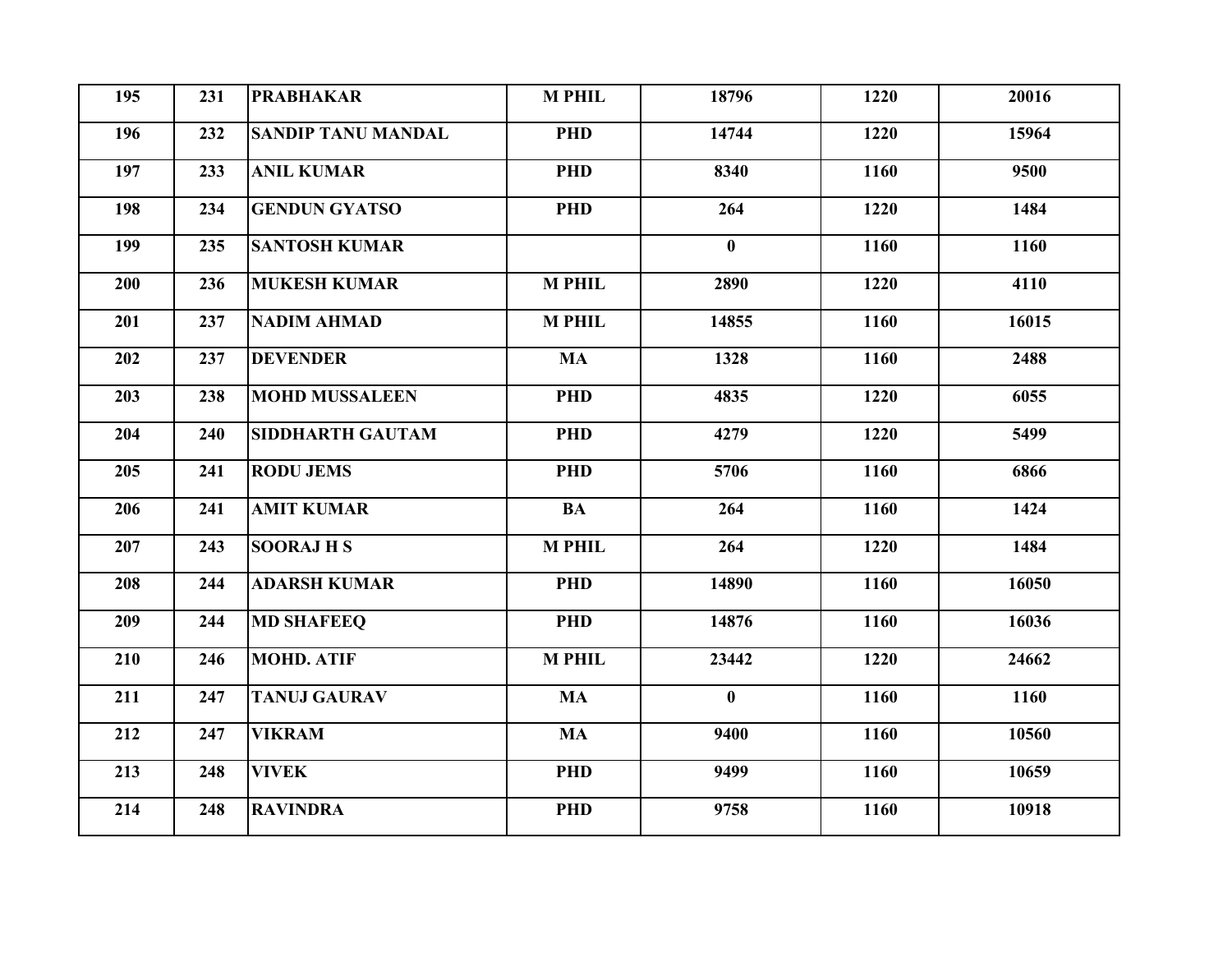| | | | | | | |
|---|---|---|---|---|---|---|
| 195 | 231 | PRABHAKAR | M PHIL | 18796 | 1220 | 20016 |
| 196 | 232 | SANDIP TANU MANDAL | PHD | 14744 | 1220 | 15964 |
| 197 | 233 | ANIL KUMAR | PHD | 8340 | 1160 | 9500 |
| 198 | 234 | GENDUN GYATSO | PHD | 264 | 1220 | 1484 |
| 199 | 235 | SANTOSH KUMAR | | 0 | 1160 | 1160 |
| 200 | 236 | MUKESH KUMAR | M PHIL | 2890 | 1220 | 4110 |
| 201 | 237 | NADIM AHMAD | M PHIL | 14855 | 1160 | 16015 |
| 202 | 237 | DEVENDER | MA | 1328 | 1160 | 2488 |
| 203 | 238 | MOHD MUSSALEEN | PHD | 4835 | 1220 | 6055 |
| 204 | 240 | SIDDHARTH GAUTAM | PHD | 4279 | 1220 | 5499 |
| 205 | 241 | RODU JEMS | PHD | 5706 | 1160 | 6866 |
| 206 | 241 | AMIT KUMAR | BA | 264 | 1160 | 1424 |
| 207 | 243 | SOORAJ H S | M PHIL | 264 | 1220 | 1484 |
| 208 | 244 | ADARSH KUMAR | PHD | 14890 | 1160 | 16050 |
| 209 | 244 | MD SHAFEEQ | PHD | 14876 | 1160 | 16036 |
| 210 | 246 | MOHD. ATIF | M PHIL | 23442 | 1220 | 24662 |
| 211 | 247 | TANUJ GAURAV | MA | 0 | 1160 | 1160 |
| 212 | 247 | VIKRAM | MA | 9400 | 1160 | 10560 |
| 213 | 248 | VIVEK | PHD | 9499 | 1160 | 10659 |
| 214 | 248 | RAVINDRA | PHD | 9758 | 1160 | 10918 |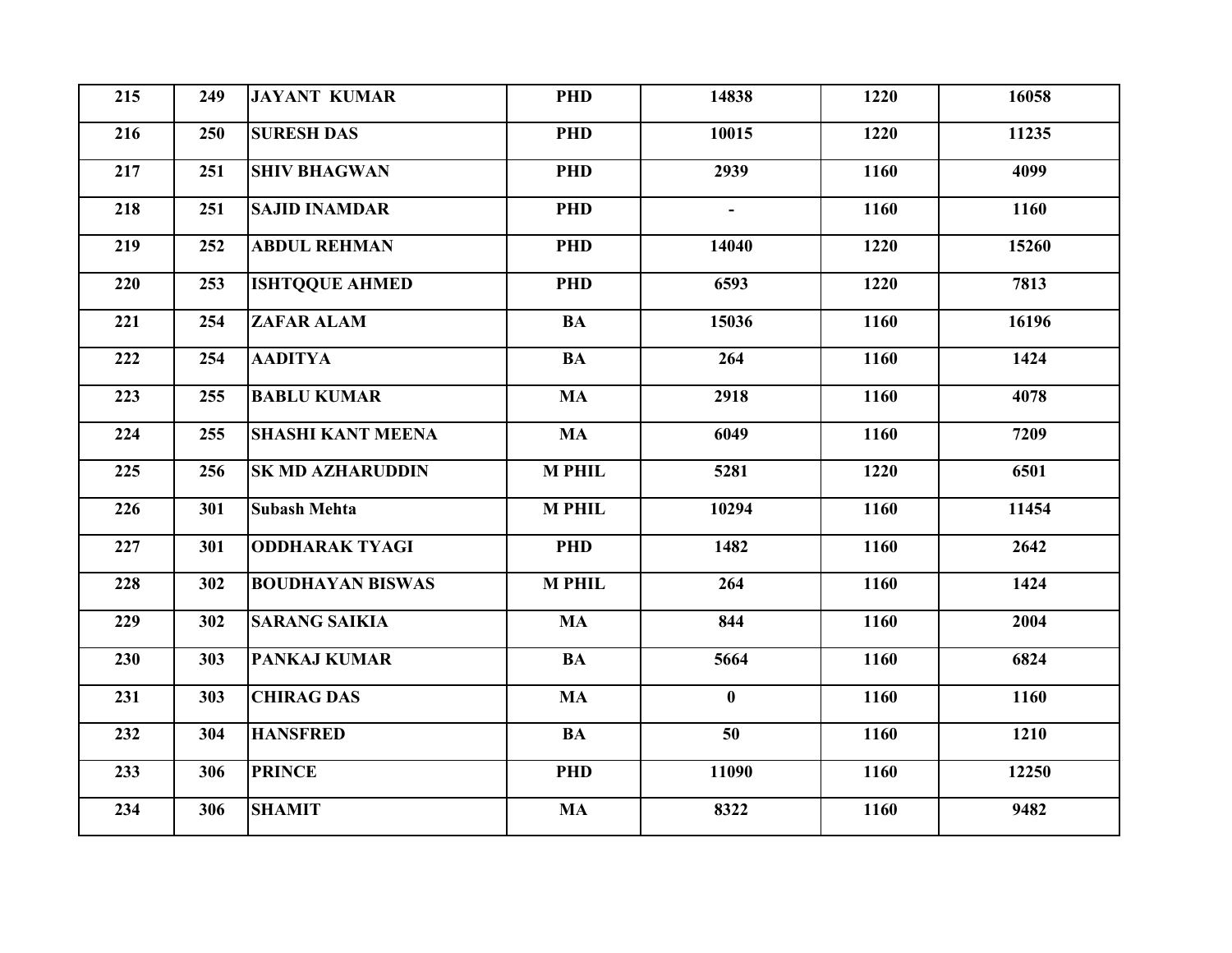| | | | | | | |
|---|---|---|---|---|---|---|
| 215 | 249 | JAYANT KUMAR | PHD | 14838 | 1220 | 16058 |
| 216 | 250 | SURESH DAS | PHD | 10015 | 1220 | 11235 |
| 217 | 251 | SHIV BHAGWAN | PHD | 2939 | 1160 | 4099 |
| 218 | 251 | SAJID INAMDAR | PHD | - | 1160 | 1160 |
| 219 | 252 | ABDUL REHMAN | PHD | 14040 | 1220 | 15260 |
| 220 | 253 | ISHTQQUE AHMED | PHD | 6593 | 1220 | 7813 |
| 221 | 254 | ZAFAR ALAM | BA | 15036 | 1160 | 16196 |
| 222 | 254 | AADITYA | BA | 264 | 1160 | 1424 |
| 223 | 255 | BABLU KUMAR | MA | 2918 | 1160 | 4078 |
| 224 | 255 | SHASHI KANT MEENA | MA | 6049 | 1160 | 7209 |
| 225 | 256 | SK MD AZHARUDDIN | M PHIL | 5281 | 1220 | 6501 |
| 226 | 301 | Subash Mehta | M PHIL | 10294 | 1160 | 11454 |
| 227 | 301 | ODDHARAK TYAGI | PHD | 1482 | 1160 | 2642 |
| 228 | 302 | BOUDHAYAN BISWAS | M PHIL | 264 | 1160 | 1424 |
| 229 | 302 | SARANG SAIKIA | MA | 844 | 1160 | 2004 |
| 230 | 303 | PANKAJ KUMAR | BA | 5664 | 1160 | 6824 |
| 231 | 303 | CHIRAG DAS | MA | 0 | 1160 | 1160 |
| 232 | 304 | HANSFRED | BA | 50 | 1160 | 1210 |
| 233 | 306 | PRINCE | PHD | 11090 | 1160 | 12250 |
| 234 | 306 | SHAMIT | MA | 8322 | 1160 | 9482 |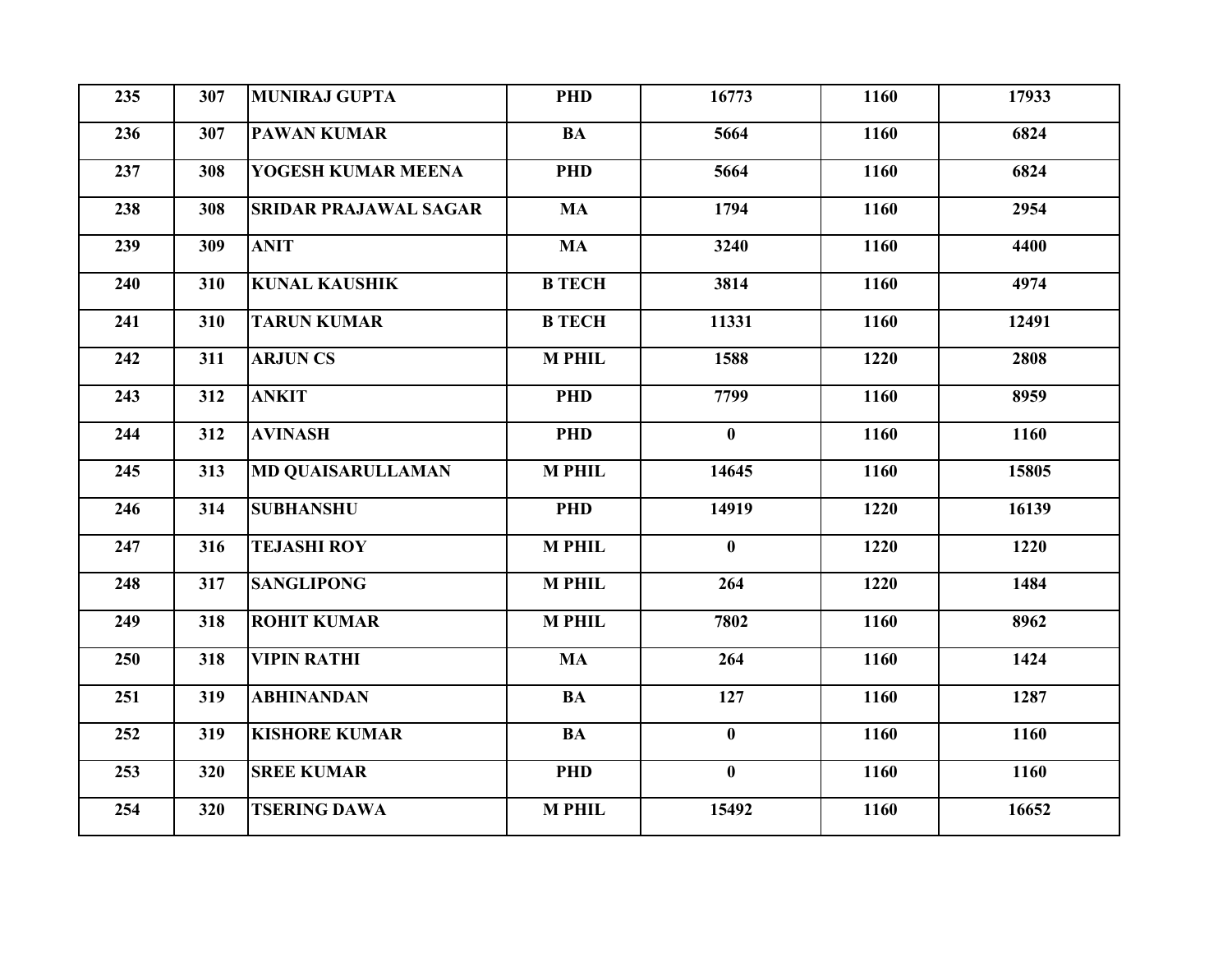| | | | | | | |
|---|---|---|---|---|---|---|
| 235 | 307 | MUNIRAJ GUPTA | PHD | 16773 | 1160 | 17933 |
| 236 | 307 | PAWAN KUMAR | BA | 5664 | 1160 | 6824 |
| 237 | 308 | YOGESH KUMAR MEENA | PHD | 5664 | 1160 | 6824 |
| 238 | 308 | SRIDAR PRAJAWAL SAGAR | MA | 1794 | 1160 | 2954 |
| 239 | 309 | ANIT | MA | 3240 | 1160 | 4400 |
| 240 | 310 | KUNAL KAUSHIK | B TECH | 3814 | 1160 | 4974 |
| 241 | 310 | TARUN KUMAR | B TECH | 11331 | 1160 | 12491 |
| 242 | 311 | ARJUN CS | M PHIL | 1588 | 1220 | 2808 |
| 243 | 312 | ANKIT | PHD | 7799 | 1160 | 8959 |
| 244 | 312 | AVINASH | PHD | 0 | 1160 | 1160 |
| 245 | 313 | MD QUAISARULLAMAN | M PHIL | 14645 | 1160 | 15805 |
| 246 | 314 | SUBHANSHU | PHD | 14919 | 1220 | 16139 |
| 247 | 316 | TEJASHI ROY | M PHIL | 0 | 1220 | 1220 |
| 248 | 317 | SANGLIPONG | M PHIL | 264 | 1220 | 1484 |
| 249 | 318 | ROHIT KUMAR | M PHIL | 7802 | 1160 | 8962 |
| 250 | 318 | VIPIN RATHI | MA | 264 | 1160 | 1424 |
| 251 | 319 | ABHINANDAN | BA | 127 | 1160 | 1287 |
| 252 | 319 | KISHORE KUMAR | BA | 0 | 1160 | 1160 |
| 253 | 320 | SREE KUMAR | PHD | 0 | 1160 | 1160 |
| 254 | 320 | TSERING DAWA | M PHIL | 15492 | 1160 | 16652 |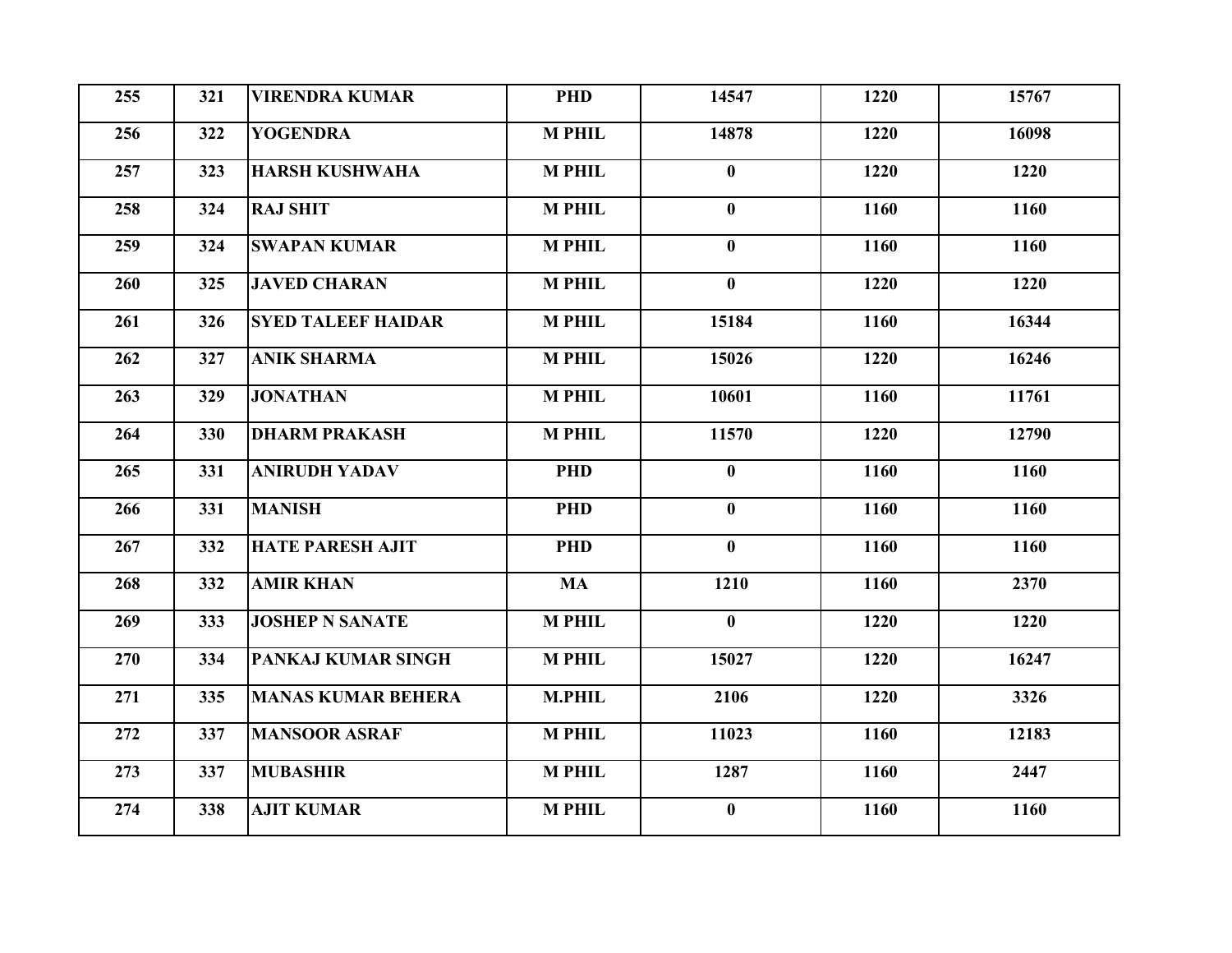| 255 | 321 | VIRENDRA KUMAR | PHD | 14547 | 1220 | 15767 |
|---|---|---|---|---|---|---|
| 256 | 322 | YOGENDRA | M PHIL | 14878 | 1220 | 16098 |
| 257 | 323 | HARSH KUSHWAHA | M PHIL | 0 | 1220 | 1220 |
| 258 | 324 | RAJ SHIT | M PHIL | 0 | 1160 | 1160 |
| 259 | 324 | SWAPAN KUMAR | M PHIL | 0 | 1160 | 1160 |
| 260 | 325 | JAVED CHARAN | M PHIL | 0 | 1220 | 1220 |
| 261 | 326 | SYED TALEEF HAIDAR | M PHIL | 15184 | 1160 | 16344 |
| 262 | 327 | ANIK SHARMA | M PHIL | 15026 | 1220 | 16246 |
| 263 | 329 | JONATHAN | M PHIL | 10601 | 1160 | 11761 |
| 264 | 330 | DHARM PRAKASH | M PHIL | 11570 | 1220 | 12790 |
| 265 | 331 | ANIRUDH YADAV | PHD | 0 | 1160 | 1160 |
| 266 | 331 | MANISH | PHD | 0 | 1160 | 1160 |
| 267 | 332 | HATE PARESH AJIT | PHD | 0 | 1160 | 1160 |
| 268 | 332 | AMIR KHAN | MA | 1210 | 1160 | 2370 |
| 269 | 333 | JOSHEP N SANATE | M PHIL | 0 | 1220 | 1220 |
| 270 | 334 | PANKAJ KUMAR SINGH | M PHIL | 15027 | 1220 | 16247 |
| 271 | 335 | MANAS KUMAR BEHERA | M.PHIL | 2106 | 1220 | 3326 |
| 272 | 337 | MANSOOR ASRAF | M PHIL | 11023 | 1160 | 12183 |
| 273 | 337 | MUBASHIR | M PHIL | 1287 | 1160 | 2447 |
| 274 | 338 | AJIT KUMAR | M PHIL | 0 | 1160 | 1160 |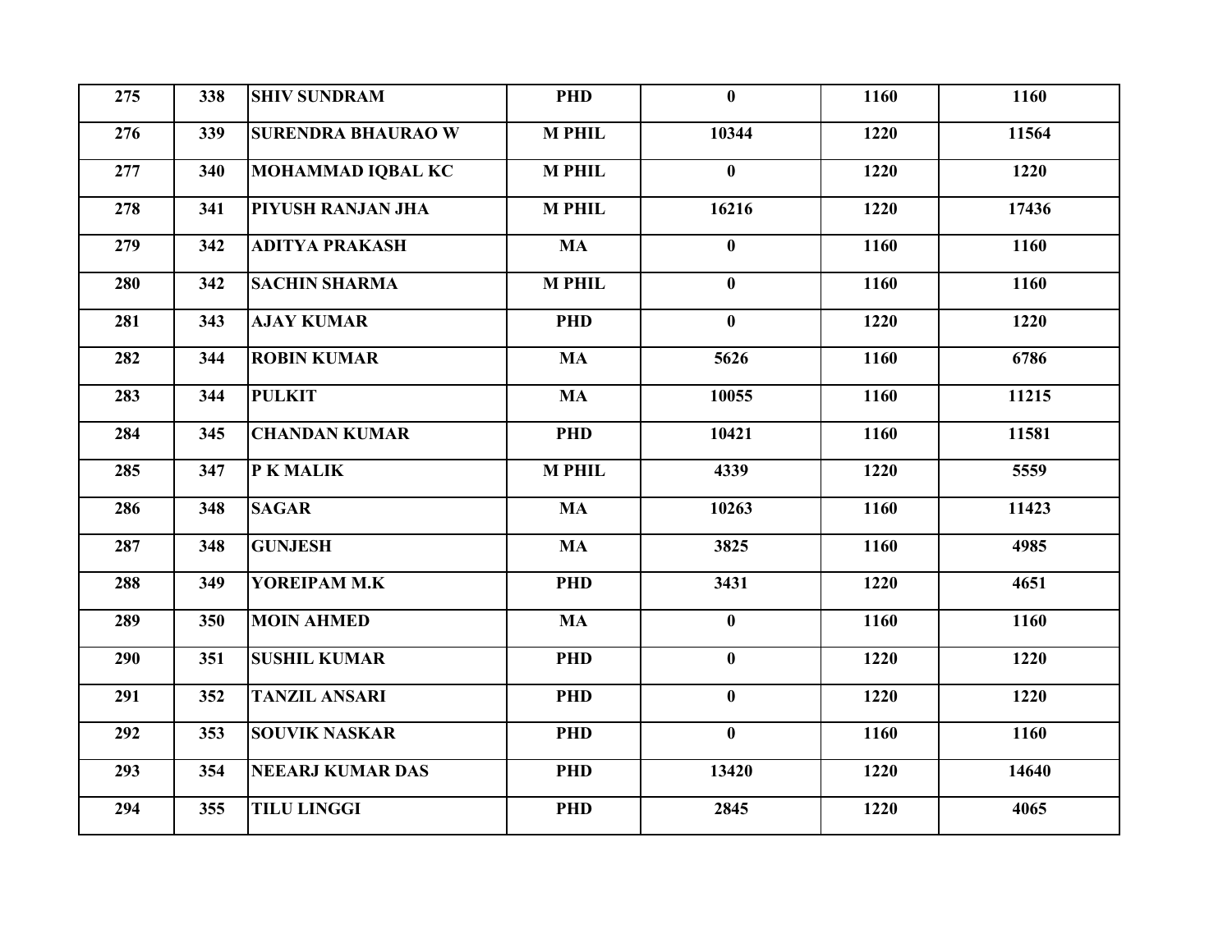| | | | | | | |
|---|---|---|---|---|---|---|
| 275 | 338 | SHIV SUNDRAM | PHD | 0 | 1160 | 1160 |
| 276 | 339 | SURENDRA BHAURAO W | M PHIL | 10344 | 1220 | 11564 |
| 277 | 340 | MOHAMMAD IQBAL KC | M PHIL | 0 | 1220 | 1220 |
| 278 | 341 | PIYUSH RANJAN JHA | M PHIL | 16216 | 1220 | 17436 |
| 279 | 342 | ADITYA PRAKASH | MA | 0 | 1160 | 1160 |
| 280 | 342 | SACHIN SHARMA | M PHIL | 0 | 1160 | 1160 |
| 281 | 343 | AJAY KUMAR | PHD | 0 | 1220 | 1220 |
| 282 | 344 | ROBIN KUMAR | MA | 5626 | 1160 | 6786 |
| 283 | 344 | PULKIT | MA | 10055 | 1160 | 11215 |
| 284 | 345 | CHANDAN KUMAR | PHD | 10421 | 1160 | 11581 |
| 285 | 347 | P K MALIK | M PHIL | 4339 | 1220 | 5559 |
| 286 | 348 | SAGAR | MA | 10263 | 1160 | 11423 |
| 287 | 348 | GUNJESH | MA | 3825 | 1160 | 4985 |
| 288 | 349 | YOREIPAM M.K | PHD | 3431 | 1220 | 4651 |
| 289 | 350 | MOIN AHMED | MA | 0 | 1160 | 1160 |
| 290 | 351 | SUSHIL KUMAR | PHD | 0 | 1220 | 1220 |
| 291 | 352 | TANZIL ANSARI | PHD | 0 | 1220 | 1220 |
| 292 | 353 | SOUVIK NASKAR | PHD | 0 | 1160 | 1160 |
| 293 | 354 | NEEARJ KUMAR DAS | PHD | 13420 | 1220 | 14640 |
| 294 | 355 | TILU LINGGI | PHD | 2845 | 1220 | 4065 |